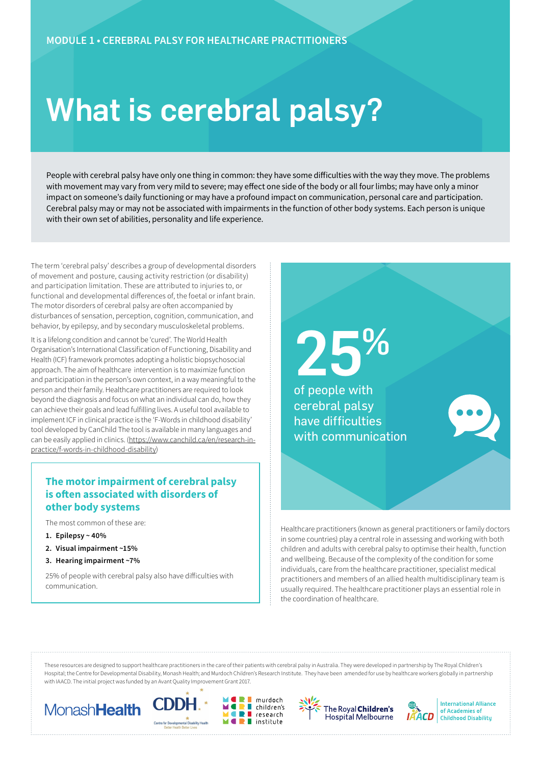MODULE 1 • CEREBRAL PALSY FOR HEALTHCARE PRACTITIONERS

# What is cerebral palsy?

People with cerebral palsy have only one thing in common: they have some difficulties with the way they move. The problems with movement may vary from very mild to severe; may effect one side of the body or all four limbs; may have only a minor impact on someone's daily functioning or may have a profound impact on communication, personal care and participation. Cerebral palsy may or may not be associated with impairments in the function of other body systems. Each person is unique with their own set of abilities, personality and life experience.

The term 'cerebral palsy' describes a group of developmental disorders of movement and posture, causing activity restriction (or disability) and participation limitation. These are attributed to injuries to, or functional and developmental differences of, the foetal or infant brain. The motor disorders of cerebral palsy are often accompanied by disturbances of sensation, perception, cognition, communication, and behavior, by epilepsy, and by secondary musculoskeletal problems.

It is a lifelong condition and cannot be 'cured'. The World Health Organisation's International Classification of Functioning, Disability and Health (ICF) framework promotes adopting a holistic biopsychosocial approach. The aim of healthcare intervention is to maximize function and participation in the person's own context, in a way meaningful to the person and their family. Healthcare practitioners are required to look beyond the diagnosis and focus on what an individual can do, how they can achieve their goals and lead fulfilling lives. A useful tool available to implement ICF in clinical practice is the 'F-Words in childhood disability' tool developed by CanChild The tool is available in many languages and can be easily applied in clinics. (https://www.canchild.ca/en/research-in-practice/f-words-in-childhood-disability)

### The motor impairment of cerebral palsy is often associated with disorders of other body systems

The most common of these are:

1. **Epilepsy ~ 40%**
2. **Visual impairment ~15%**
3. **Hearing impairment ~7%**

25% of people with cerebral palsy also have difficulties with communication.

**25%** of people with cerebral palsy have difficulties with communication

Healthcare practitioners (known as general practitioners or family doctors in some countries) play a central role in assessing and working with both children and adults with cerebral palsy to optimise their health, function and wellbeing. Because of the complexity of the condition for some individuals, care from the healthcare practitioner, specialist medical practitioners and members of an allied health multidisciplinary team is usually required. The healthcare practitioner plays an essential role in the coordination of healthcare.

These resources are designed to support healthcare practitioners in the care of their patients with cerebral palsy in Australia. They were developed in partnership by The Royal Children's Hospital; the Centre for Developmental Disability, Monash Health; and Murdoch Children's Research Institute. They have been amended for use by healthcare workers globally in partnership with IAACD. The initial project was funded by an Avant Quality Improvement Grant 2017.

MonashHealth | CDDH Centre for Developmental Disability Health | murdoch children's research institute | The Royal Children's Hospital Melbourne | IAACD International Alliance of Academies of Childhood Disability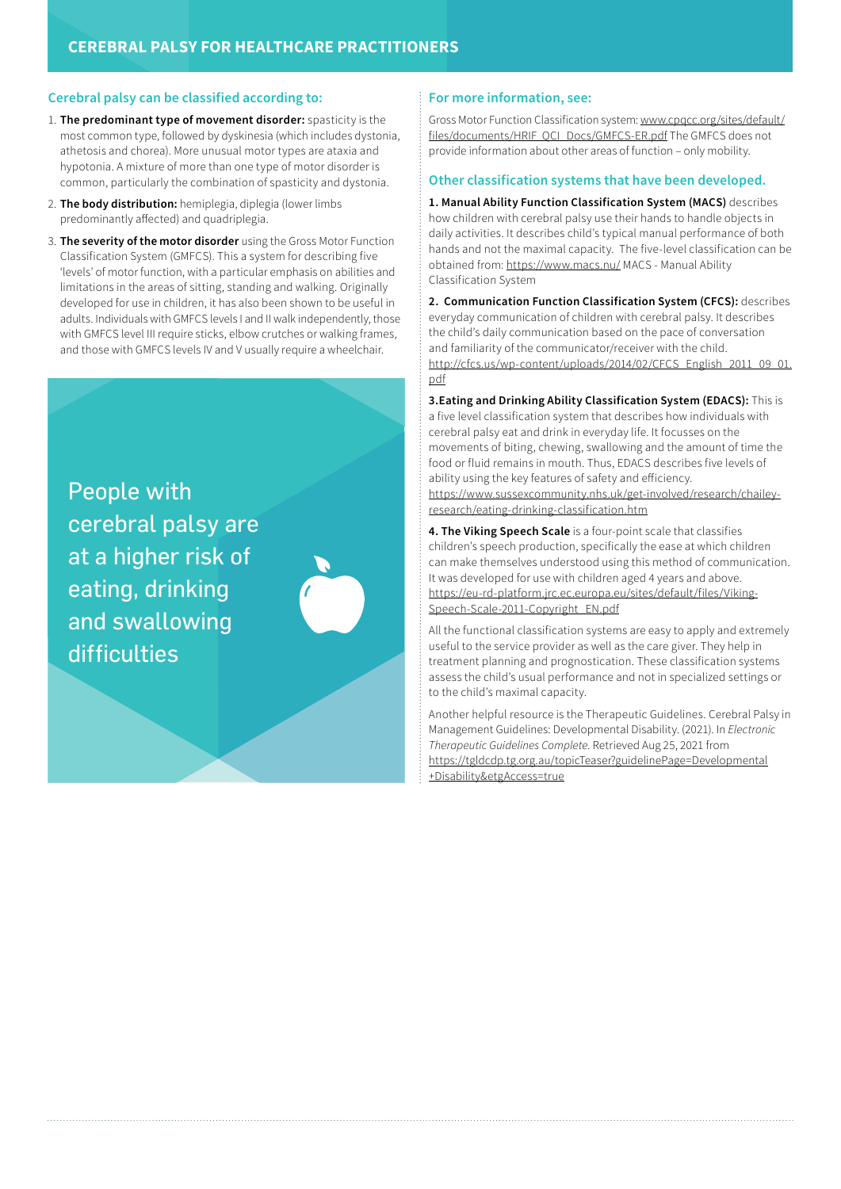## Cerebral palsy can be classified according to:

1. **The predominant type of movement disorder:** spasticity is the most common type, followed by dyskinesia (which includes dystonia, athetosis and chorea). More unusual motor types are ataxia and hypotonia. A mixture of more than one type of motor disorder is common, particularly the combination of spasticity and dystonia.
2. **The body distribution:** hemiplegia, diplegia (lower limbs predominantly affected) and quadriplegia.
3. **The severity of the motor disorder** using the Gross Motor Function Classification System (GMFCS). This a system for describing five 'levels' of motor function, with a particular emphasis on abilities and limitations in the areas of sitting, standing and walking. Originally developed for use in children, it has also been shown to be useful in adults. Individuals with GMFCS levels I and II walk independently, those with GMFCS level III require sticks, elbow crutches or walking frames, and those with GMFCS levels IV and V usually require a wheelchair.

People with cerebral palsy are at a higher risk of eating, drinking and swallowing difficulties

## For more information, see:

Gross Motor Function Classification system: www.cpqcc.org/sites/default/files/documents/HRIF_QCI_Docs/GMFCS-ER.pdf The GMFCS does not provide information about other areas of function – only mobility.

## Other classification systems that have been developed.

**1. Manual Ability Function Classification System (MACS)** describes how children with cerebral palsy use their hands to handle objects in daily activities. It describes child's typical manual performance of both hands and not the maximal capacity. The five-level classification can be obtained from: https://www.macs.nu/ MACS - Manual Ability Classification System

**2. Communication Function Classification System (CFCS):** describes everyday communication of children with cerebral palsy. It describes the child's daily communication based on the pace of conversation and familiarity of the communicator/receiver with the child. http://cfcs.us/wp-content/uploads/2014/02/CFCS_English_2011_09_01.pdf

**3.Eating and Drinking Ability Classification System (EDACS):** This is a five level classification system that describes how individuals with cerebral palsy eat and drink in everyday life. It focusses on the movements of biting, chewing, swallowing and the amount of time the food or fluid remains in mouth. Thus, EDACS describes five levels of ability using the key features of safety and efficiency. https://www.sussexcommunity.nhs.uk/get-involved/research/chailey-research/eating-drinking-classification.htm

**4. The Viking Speech Scale** is a four-point scale that classifies children's speech production, specifically the ease at which children can make themselves understood using this method of communication. It was developed for use with children aged 4 years and above. https://eu-rd-platform.jrc.ec.europa.eu/sites/default/files/Viking-Speech-Scale-2011-Copyright_EN.pdf

All the functional classification systems are easy to apply and extremely useful to the service provider as well as the care giver. They help in treatment planning and prognostication. These classification systems assess the child's usual performance and not in specialized settings or to the child's maximal capacity.

Another helpful resource is the Therapeutic Guidelines. Cerebral Palsy in Management Guidelines: Developmental Disability. (2021). In *Electronic Therapeutic Guidelines Complete.* Retrieved Aug 25, 2021 from https://tgldcdp.tg.org.au/topicTeaser?guidelinePage=Developmental+Disability&etgAccess=true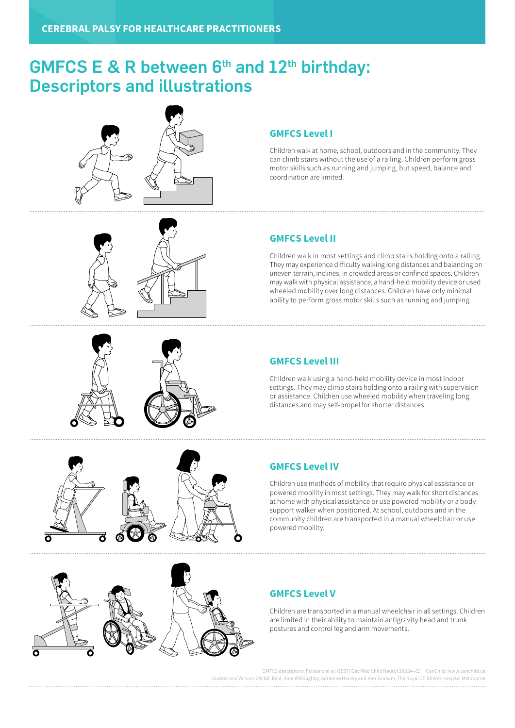# GMFCS E & R between 6th and 12th birthday: Descriptors and illustrations

## GMFCS Level I

Children walk at home, school, outdoors and in the community. They can climb stairs without the use of a railing. Children perform gross motor skills such as running and jumping, but speed, balance and coordination are limited.

## GMFCS Level II

Children walk in most settings and climb stairs holding onto a railing. They may experience difficulty walking long distances and balancing on uneven terrain, inclines, in crowded areas or confined spaces. Children may walk with physical assistance, a hand-held mobility device or used wheeled mobility over long distances. Children have only minimal ability to perform gross motor skills such as running and jumping.

## GMFCS Level III

Children walk using a hand-held mobility device in most indoor settings. They may climb stairs holding onto a railing with supervision or assistance. Children use wheeled mobility when traveling long distances and may self-propel for shorter distances.

## GMFCS Level IV

Children use methods of mobility that require physical assistance or powered mobility in most settings. They may walk for short distances at home with physical assistance or use powered mobility or a body support walker when positioned. At school, outdoors and in the community children are transported in a manual wheelchair or use powered mobility.

## GMFCS Level V

Children are transported in a manual wheelchair in all settings. Children are limited in their ability to maintain antigravity head and trunk postures and control leg and arm movements.

GMFCS descriptors: Palisano et al. (1997) Dev Med Child Neurol 39:214–23 CanChild: www.canchild.ca
Illustrations Version 2 © Bill Reid, Kate Willoughby, Adrienne Harvey and Kerr Graham, The Royal Children's Hospital Melbourne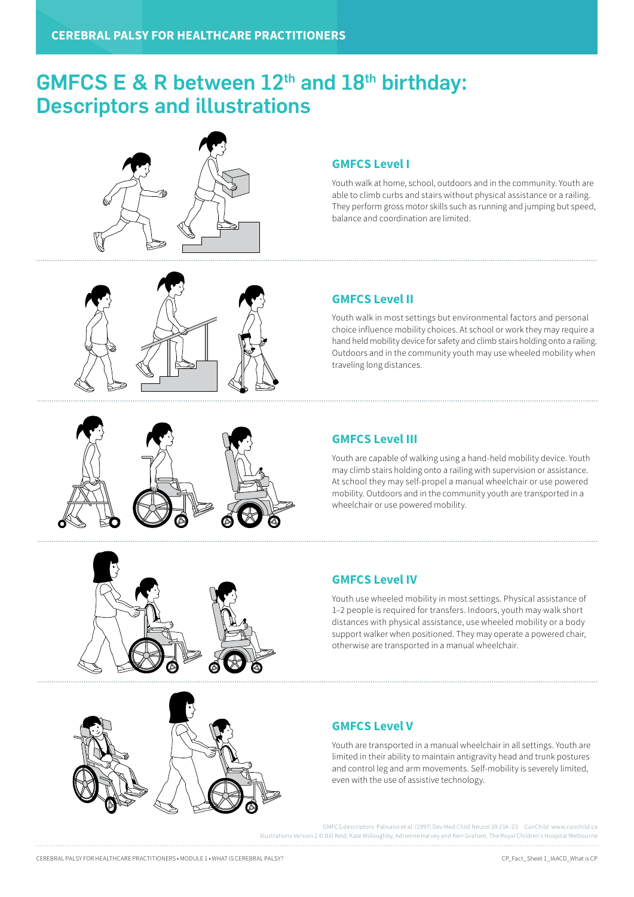# GMFCS E & R between 12th and 18th birthday: Descriptors and illustrations

## GMFCS Level I

Youth walk at home, school, outdoors and in the community. Youth are able to climb curbs and stairs without physical assistance or a railing. They perform gross motor skills such as running and jumping but speed, balance and coordination are limited.

## GMFCS Level II

Youth walk in most settings but environmental factors and personal choice influence mobility choices. At school or work they may require a hand held mobility device for safety and climb stairs holding onto a railing. Outdoors and in the community youth may use wheeled mobility when traveling long distances.

## GMFCS Level III

Youth are capable of walking using a hand-held mobility device. Youth may climb stairs holding onto a railing with supervision or assistance. At school they may self-propel a manual wheelchair or use powered mobility. Outdoors and in the community youth are transported in a wheelchair or use powered mobility.

## GMFCS Level IV

Youth use wheeled mobility in most settings. Physical assistance of 1–2 people is required for transfers. Indoors, youth may walk short distances with physical assistance, use wheeled mobility or a body support walker when positioned. They may operate a powered chair, otherwise are transported in a manual wheelchair.

## GMFCS Level V

Youth are transported in a manual wheelchair in all settings. Youth are limited in their ability to maintain antigravity head and trunk postures and control leg and arm movements. Self-mobility is severely limited, even with the use of assistive technology.

GMFCS descriptors: Palisano et al. (1997) Dev Med Child Neurol 39:214–23 CanChild: www.canchild.ca
Illustrations Version 2 © Bill Reid, Kate Willoughby, Adrienne Harvey and Kerr Graham, The Royal Children's Hospital Melbourne